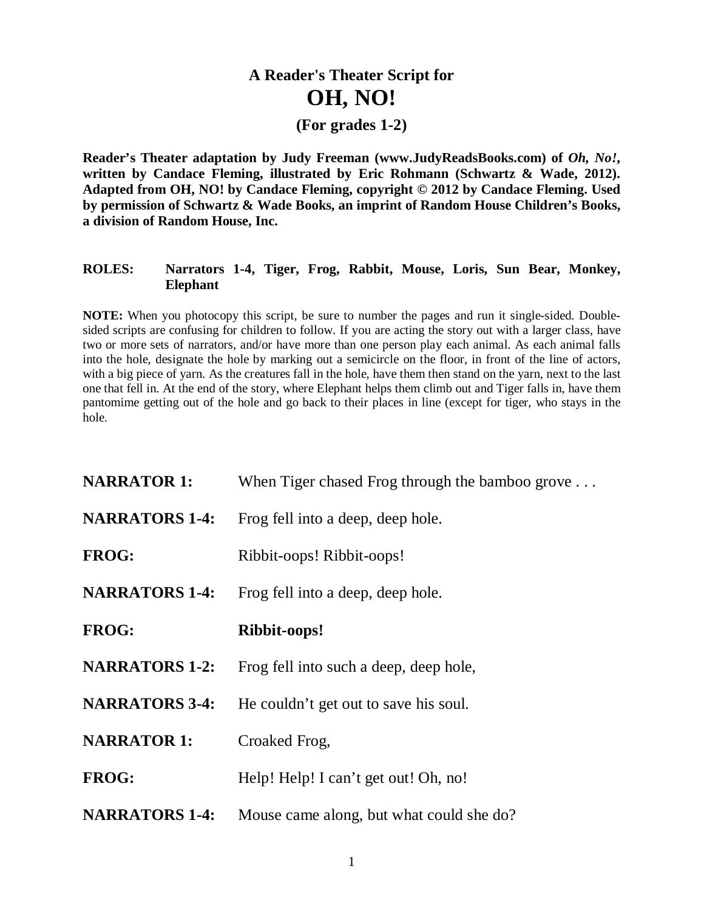# A Reader's Theater Script for

# OH, NO!

### (For grades 1-2)

**Reader's Theater adaptation by Judy Freeman (www.JudyReadsBooks.com) of *Oh, No!*, written by Candace Fleming, illustrated by Eric Rohmann (Schwartz & Wade, 2012). Adapted from OH, NO! by Candace Fleming, copyright © 2012 by Candace Fleming. Used by permission of Schwartz & Wade Books, an imprint of Random House Children's Books, a division of Random House, Inc.**

**ROLES:** **Narrators 1-4, Tiger, Frog, Rabbit, Mouse, Loris, Sun Bear, Monkey, Elephant**

**NOTE:** When you photocopy this script, be sure to number the pages and run it single-sided. Double-sided scripts are confusing for children to follow. If you are acting the story out with a larger class, have two or more sets of narrators, and/or have more than one person play each animal. As each animal falls into the hole, designate the hole by marking out a semicircle on the floor, in front of the line of actors, with a big piece of yarn. As the creatures fall in the hole, have them then stand on the yarn, next to the last one that fell in. At the end of the story, where Elephant helps them climb out and Tiger falls in, have them pantomime getting out of the hole and go back to their places in line (except for tiger, who stays in the hole.

**NARRATOR 1:** When Tiger chased Frog through the bamboo grove . . .

**NARRATORS 1-4:** Frog fell into a deep, deep hole.

**FROG:** Ribbit-oops! Ribbit-oops!

**NARRATORS 1-4:** Frog fell into a deep, deep hole.

**FROG:** **Ribbit-oops!**

**NARRATORS 1-2:** Frog fell into such a deep, deep hole,

**NARRATORS 3-4:** He couldn't get out to save his soul.

**NARRATOR 1:** Croaked Frog,

**FROG:** Help! Help! I can't get out! Oh, no!

**NARRATORS 1-4:** Mouse came along, but what could she do?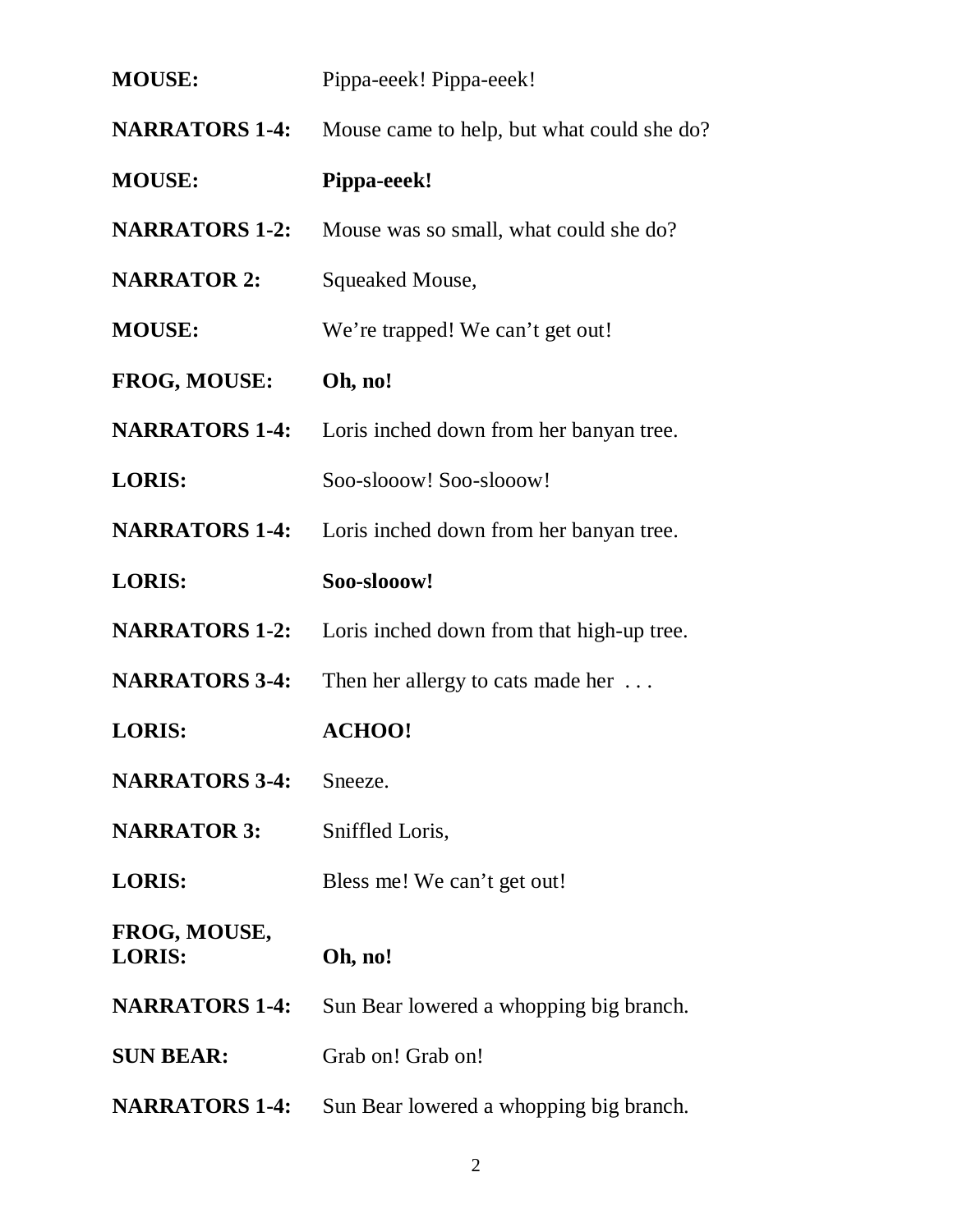**MOUSE:** Pippa-eeek! Pippa-eeek!

**NARRATORS 1-4:** Mouse came to help, but what could she do?

**MOUSE:** **Pippa-eeek!**

**NARRATORS 1-2:** Mouse was so small, what could she do?

**NARRATOR 2:** Squeaked Mouse,

**MOUSE:** We're trapped! We can't get out!

**FROG, MOUSE:** **Oh, no!**

**NARRATORS 1-4:** Loris inched down from her banyan tree.

**LORIS:** Soo-slooow! Soo-slooow!

**NARRATORS 1-4:** Loris inched down from her banyan tree.

**LORIS:** **Soo-slooow!**

**NARRATORS 1-2:** Loris inched down from that high-up tree.

**NARRATORS 3-4:** Then her allergy to cats made her . . .

**LORIS:** **ACHOO!**

**NARRATORS 3-4:** Sneeze.

**NARRATOR 3:** Sniffled Loris,

**LORIS:** Bless me! We can't get out!

**FROG, MOUSE, LORIS:** **Oh, no!**

**NARRATORS 1-4:** Sun Bear lowered a whopping big branch.

**SUN BEAR:** Grab on! Grab on!

**NARRATORS 1-4:** Sun Bear lowered a whopping big branch.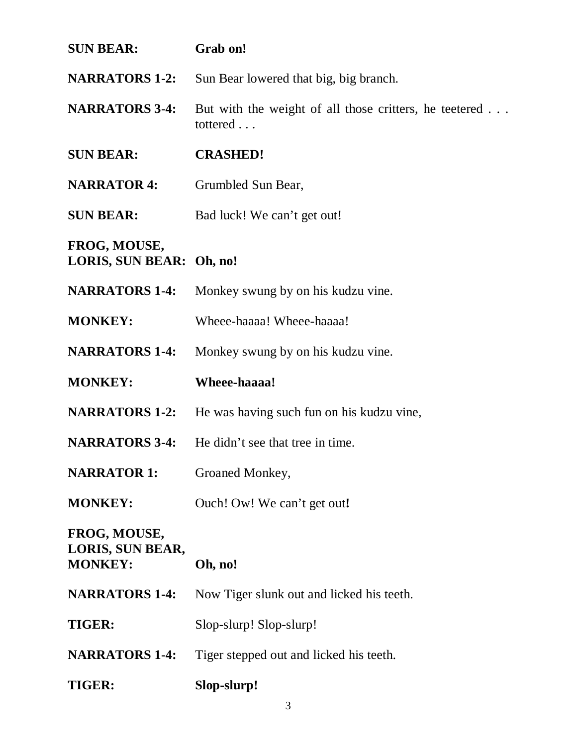**SUN BEAR:** **Grab on!**

**NARRATORS 1-2:** Sun Bear lowered that big, big branch.

**NARRATORS 3-4:** But with the weight of all those critters, he teetered . . . tottered . . .

**SUN BEAR:** **CRASHED!**

**NARRATOR 4:** Grumbled Sun Bear,

**SUN BEAR:** Bad luck! We can't get out!

**FROG, MOUSE, LORIS, SUN BEAR:** **Oh, no!**

**NARRATORS 1-4:** Monkey swung by on his kudzu vine.

**MONKEY:** Wheee-haaaa! Wheee-haaaa!

**NARRATORS 1-4:** Monkey swung by on his kudzu vine.

**MONKEY:** **Wheee-haaaa!**

**NARRATORS 1-2:** He was having such fun on his kudzu vine,

**NARRATORS 3-4:** He didn't see that tree in time.

**NARRATOR 1:** Groaned Monkey,

**MONKEY:** Ouch! Ow! We can't get out**!**

**FROG, MOUSE, LORIS, SUN BEAR, MONKEY:** **Oh, no!**

**NARRATORS 1-4:** Now Tiger slunk out and licked his teeth.

**TIGER:** Slop-slurp! Slop-slurp!

**NARRATORS 1-4:** Tiger stepped out and licked his teeth.

**TIGER:** **Slop-slurp!**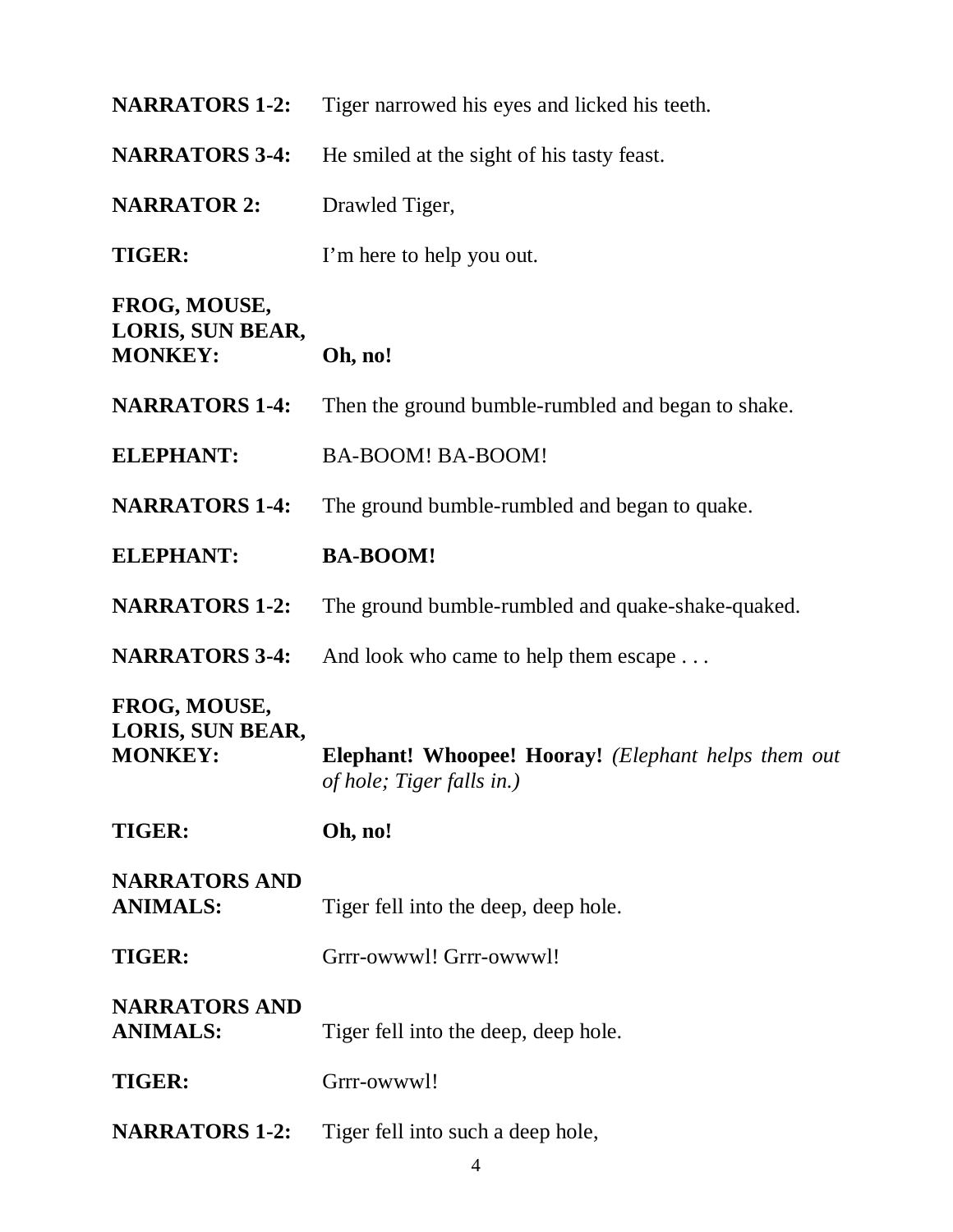**NARRATORS 1-2:** Tiger narrowed his eyes and licked his teeth.

**NARRATORS 3-4:** He smiled at the sight of his tasty feast.

**NARRATOR 2:** Drawled Tiger,

**TIGER:** I'm here to help you out.

**FROG, MOUSE, LORIS, SUN BEAR, MONKEY:** **Oh, no!**

**NARRATORS 1-4:** Then the ground bumble-rumbled and began to shake.

**ELEPHANT:** BA-BOOM! BA-BOOM!

**NARRATORS 1-4:** The ground bumble-rumbled and began to quake.

**ELEPHANT:** **BA-BOOM!**

**NARRATORS 1-2:** The ground bumble-rumbled and quake-shake-quaked.

**NARRATORS 3-4:** And look who came to help them escape . . .

**FROG, MOUSE, LORIS, SUN BEAR, MONKEY:** **Elephant! Whoopee! Hooray!** *(Elephant helps them out of hole; Tiger falls in.)*

**TIGER:** **Oh, no!**

**NARRATORS AND ANIMALS:** Tiger fell into the deep, deep hole.

**TIGER:** Grrr-owwwl! Grrr-owwwl!

**NARRATORS AND ANIMALS:** Tiger fell into the deep, deep hole.

**TIGER:** Grrr-owwwl!

**NARRATORS 1-2:** Tiger fell into such a deep hole,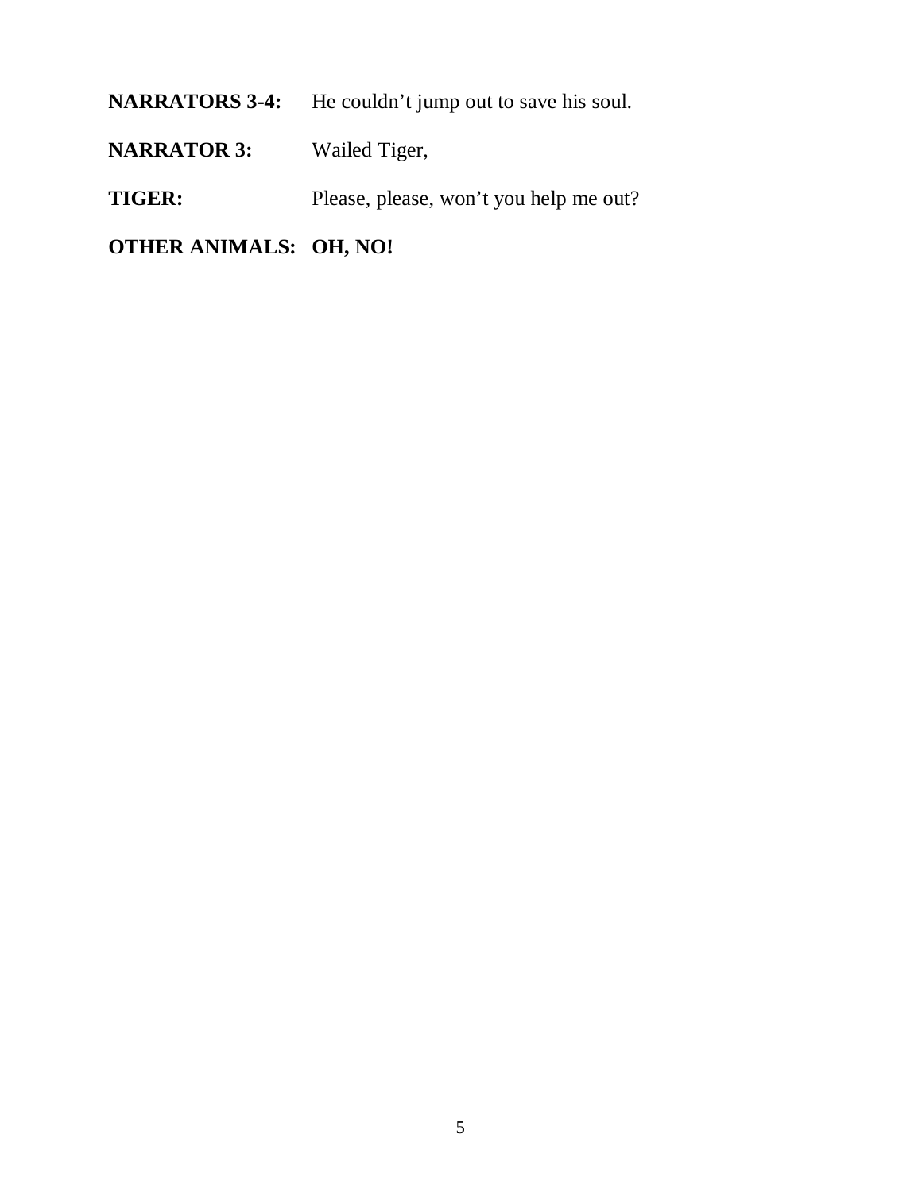**NARRATORS 3-4:** He couldn't jump out to save his soul.

**NARRATOR 3:** Wailed Tiger,

**TIGER:** Please, please, won't you help me out?

**OTHER ANIMALS: OH, NO!**